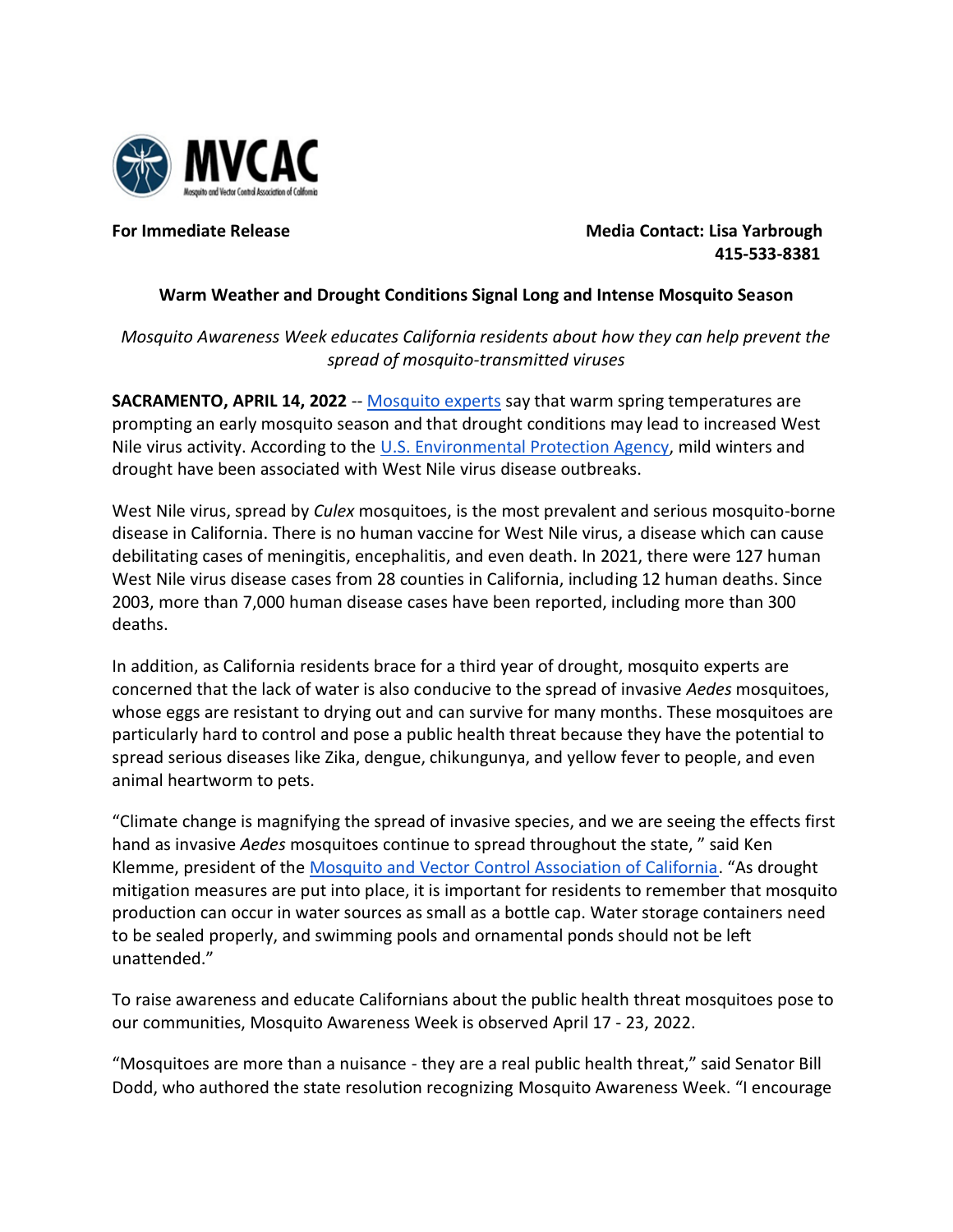**For Immediate Release**

**Media Contact: Lisa Yarbrough**
**415-533-8381**

**Warm Weather and Drought Conditions Signal Long and Intense Mosquito Season**

*Mosquito Awareness Week educates California residents about how they can help prevent the spread of mosquito-transmitted viruses*

**SACRAMENTO, APRIL 14, 2022** -- Mosquito experts say that warm spring temperatures are prompting an early mosquito season and that drought conditions may lead to increased West Nile virus activity. According to the U.S. Environmental Protection Agency, mild winters and drought have been associated with West Nile virus disease outbreaks.

West Nile virus, spread by *Culex* mosquitoes, is the most prevalent and serious mosquito-borne disease in California. There is no human vaccine for West Nile virus, a disease which can cause debilitating cases of meningitis, encephalitis, and even death. In 2021, there were 127 human West Nile virus disease cases from 28 counties in California, including 12 human deaths. Since 2003, more than 7,000 human disease cases have been reported, including more than 300 deaths.

In addition, as California residents brace for a third year of drought, mosquito experts are concerned that the lack of water is also conducive to the spread of invasive *Aedes* mosquitoes, whose eggs are resistant to drying out and can survive for many months. These mosquitoes are particularly hard to control and pose a public health threat because they have the potential to spread serious diseases like Zika, dengue, chikungunya, and yellow fever to people, and even animal heartworm to pets.

"Climate change is magnifying the spread of invasive species, and we are seeing the effects first hand as invasive *Aedes* mosquitoes continue to spread throughout the state, " said Ken Klemme, president of the Mosquito and Vector Control Association of California. "As drought mitigation measures are put into place, it is important for residents to remember that mosquito production can occur in water sources as small as a bottle cap. Water storage containers need to be sealed properly, and swimming pools and ornamental ponds should not be left unattended."

To raise awareness and educate Californians about the public health threat mosquitoes pose to our communities, Mosquito Awareness Week is observed April 17 - 23, 2022.

"Mosquitoes are more than a nuisance - they are a real public health threat," said Senator Bill Dodd, who authored the state resolution recognizing Mosquito Awareness Week. "I encourage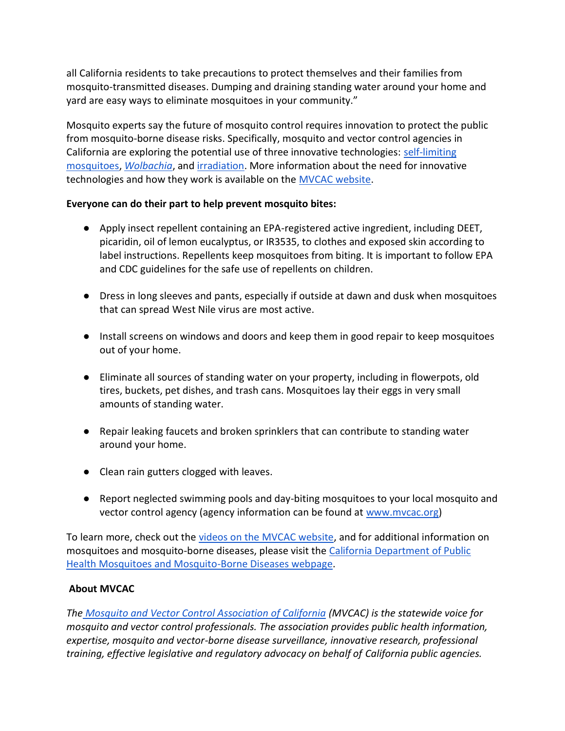all California residents to take precautions to protect themselves and their families from mosquito-transmitted diseases. Dumping and draining standing water around your home and yard are easy ways to eliminate mosquitoes in your community."

Mosquito experts say the future of mosquito control requires innovation to protect the public from mosquito-borne disease risks. Specifically, mosquito and vector control agencies in California are exploring the potential use of three innovative technologies: self-limiting mosquitoes, *Wolbachia*, and irradiation. More information about the need for innovative technologies and how they work is available on the MVCAC website.

**Everyone can do their part to help prevent mosquito bites:**

- Apply insect repellent containing an EPA-registered active ingredient, including DEET, picaridin, oil of lemon eucalyptus, or IR3535, to clothes and exposed skin according to label instructions. Repellents keep mosquitoes from biting. It is important to follow EPA and CDC guidelines for the safe use of repellents on children.
- Dress in long sleeves and pants, especially if outside at dawn and dusk when mosquitoes that can spread West Nile virus are most active.
- Install screens on windows and doors and keep them in good repair to keep mosquitoes out of your home.
- Eliminate all sources of standing water on your property, including in flowerpots, old tires, buckets, pet dishes, and trash cans. Mosquitoes lay their eggs in very small amounts of standing water.
- Repair leaking faucets and broken sprinklers that can contribute to standing water around your home.
- Clean rain gutters clogged with leaves.
- Report neglected swimming pools and day-biting mosquitoes to your local mosquito and vector control agency (agency information can be found at www.mvcac.org)

To learn more, check out the videos on the MVCAC website, and for additional information on mosquitoes and mosquito-borne diseases, please visit the California Department of Public Health Mosquitoes and Mosquito-Borne Diseases webpage.

**About MVCAC**

*The Mosquito and Vector Control Association of California (MVCAC) is the statewide voice for mosquito and vector control professionals. The association provides public health information, expertise, mosquito and vector-borne disease surveillance, innovative research, professional training, effective legislative and regulatory advocacy on behalf of California public agencies.*